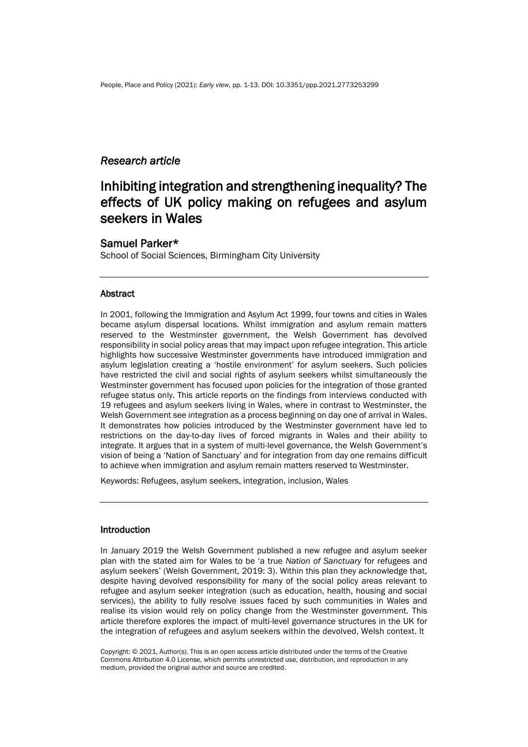*Research article*

# Inhibiting integration and strengthening inequality? The effects of UK policy making on refugees and asylum seekers in Wales

## Samuel Parker*

School of Social Sciences, Birmingham City University

### Abstract

In 2001, following the Immigration and Asylum Act 1999, four towns and cities in Wales became asylum dispersal locations. Whilst immigration and asylum remain matters reserved to the Westminster government, the Welsh Government has devolved responsibility in social policy areas that may impact upon refugee integration. This article highlights how successive Westminster governments have introduced immigration and asylum legislation creating a 'hostile environment' for asylum seekers. Such policies have restricted the civil and social rights of asylum seekers whilst simultaneously the Westminster government has focused upon policies for the integration of those granted refugee status only. This article reports on the findings from interviews conducted with 19 refugees and asylum seekers living in Wales, where in contrast to Westminster, the Welsh Government see integration as a process beginning on day one of arrival in Wales. It demonstrates how policies introduced by the Westminster government have led to restrictions on the day-to-day lives of forced migrants in Wales and their ability to integrate. It argues that in a system of multi-level governance, the Welsh Government's vision of being a 'Nation of Sanctuary' and for integration from day one remains difficult to achieve when immigration and asylum remain matters reserved to Westminster.

Keywords: Refugees, asylum seekers, integration, inclusion, Wales

### Introduction

In January 2019 the Welsh Government published a new refugee and asylum seeker plan with the stated aim for Wales to be 'a true *Nation of Sanctuary* for refugees and asylum seekers' (Welsh Government, 2019: 3). Within this plan they acknowledge that, despite having devolved responsibility for many of the social policy areas relevant to refugee and asylum seeker integration (such as education, health, housing and social services), the ability to fully resolve issues faced by such communities in Wales and realise its vision would rely on policy change from the Westminster government. This article therefore explores the impact of multi-level governance structures in the UK for the integration of refugees and asylum seekers within the devolved, Welsh context. It

Copyright: © 2021, Author(s). This is an open access article distributed under the terms of the Creative Commons Attribution 4.0 License, which permits unrestricted use, distribution, and reproduction in any medium, provided the original author and source are credited.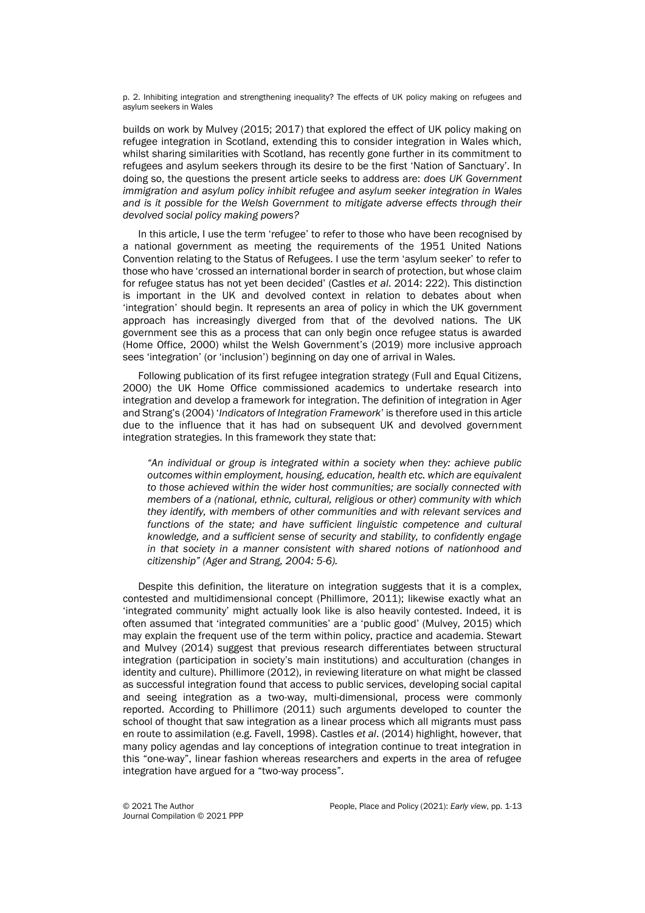builds on work by Mulvey (2015; 2017) that explored the effect of UK policy making on refugee integration in Scotland, extending this to consider integration in Wales which, whilst sharing similarities with Scotland, has recently gone further in its commitment to refugees and asylum seekers through its desire to be the first 'Nation of Sanctuary'. In doing so, the questions the present article seeks to address are: *does UK Government immigration and asylum policy inhibit refugee and asylum seeker integration in Wales and is it possible for the Welsh Government to mitigate adverse effects through their devolved social policy making powers?*

In this article, I use the term 'refugee' to refer to those who have been recognised by a national government as meeting the requirements of the 1951 United Nations Convention relating to the Status of Refugees. I use the term 'asylum seeker' to refer to those who have 'crossed an international border in search of protection, but whose claim for refugee status has not yet been decided' (Castles *et al*. 2014: 222). This distinction is important in the UK and devolved context in relation to debates about when 'integration' should begin. It represents an area of policy in which the UK government approach has increasingly diverged from that of the devolved nations. The UK government see this as a process that can only begin once refugee status is awarded (Home Office, 2000) whilst the Welsh Government's (2019) more inclusive approach sees 'integration' (or 'inclusion') beginning on day one of arrival in Wales.

Following publication of its first refugee integration strategy (Full and Equal Citizens, 2000) the UK Home Office commissioned academics to undertake research into integration and develop a framework for integration. The definition of integration in Ager and Strang's (2004) '*Indicators of Integration Framework*' is therefore used in this article due to the influence that it has had on subsequent UK and devolved government integration strategies. In this framework they state that:

> *"An individual or group is integrated within a society when they: achieve public outcomes within employment, housing, education, health etc. which are equivalent to those achieved within the wider host communities; are socially connected with members of a (national, ethnic, cultural, religious or other) community with which they identify, with members of other communities and with relevant services and functions of the state; and have sufficient linguistic competence and cultural knowledge, and a sufficient sense of security and stability, to confidently engage in that society in a manner consistent with shared notions of nationhood and citizenship" (Ager and Strang, 2004: 5-6).*

Despite this definition, the literature on integration suggests that it is a complex, contested and multidimensional concept (Phillimore, 2011); likewise exactly what an 'integrated community' might actually look like is also heavily contested. Indeed, it is often assumed that 'integrated communities' are a 'public good' (Mulvey, 2015) which may explain the frequent use of the term within policy, practice and academia. Stewart and Mulvey (2014) suggest that previous research differentiates between structural integration (participation in society's main institutions) and acculturation (changes in identity and culture). Phillimore (2012), in reviewing literature on what might be classed as successful integration found that access to public services, developing social capital and seeing integration as a two-way, multi-dimensional, process were commonly reported. According to Phillimore (2011) such arguments developed to counter the school of thought that saw integration as a linear process which all migrants must pass en route to assimilation (e.g. Favell, 1998). Castles *et al*. (2014) highlight, however, that many policy agendas and lay conceptions of integration continue to treat integration in this "one-way", linear fashion whereas researchers and experts in the area of refugee integration have argued for a "two-way process".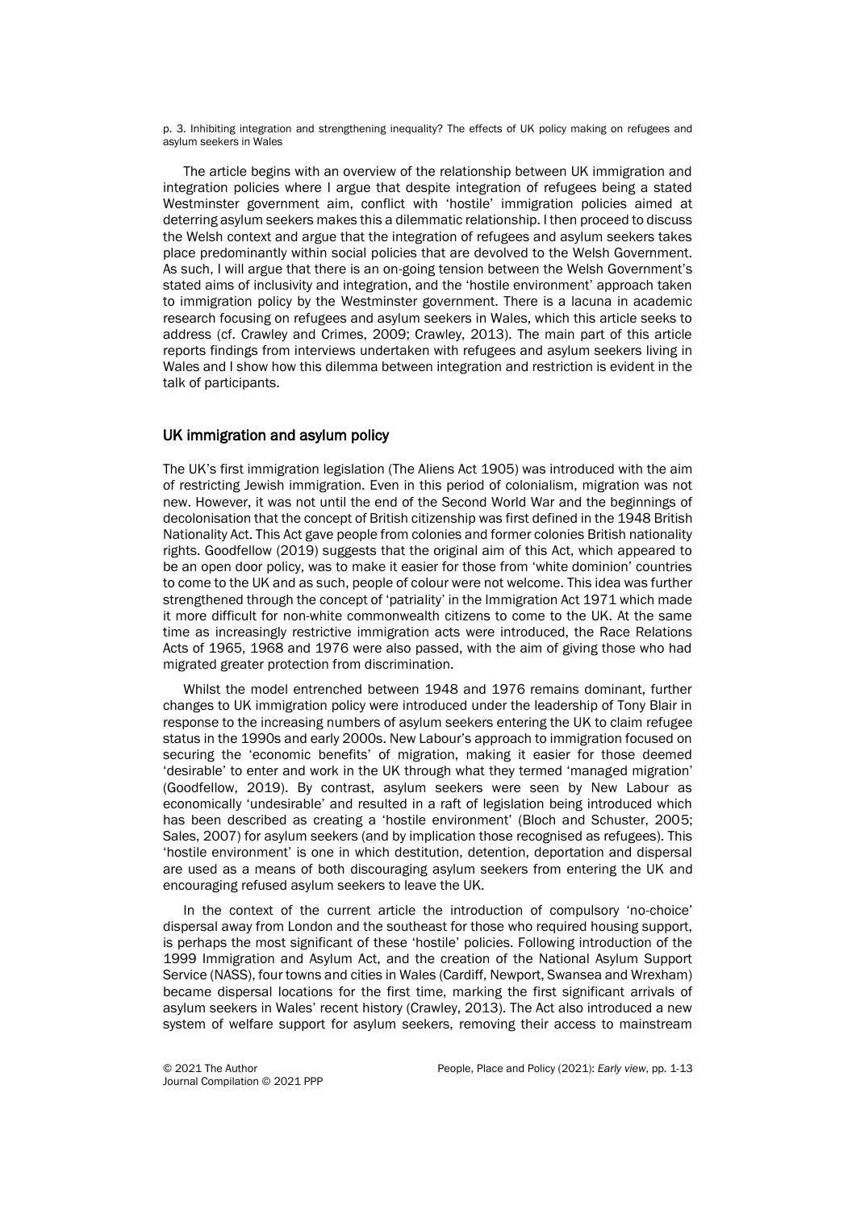The article begins with an overview of the relationship between UK immigration and integration policies where I argue that despite integration of refugees being a stated Westminster government aim, conflict with 'hostile' immigration policies aimed at deterring asylum seekers makes this a dilemmatic relationship. I then proceed to discuss the Welsh context and argue that the integration of refugees and asylum seekers takes place predominantly within social policies that are devolved to the Welsh Government. As such, I will argue that there is an on-going tension between the Welsh Government's stated aims of inclusivity and integration, and the 'hostile environment' approach taken to immigration policy by the Westminster government. There is a lacuna in academic research focusing on refugees and asylum seekers in Wales, which this article seeks to address (cf. Crawley and Crimes, 2009; Crawley, 2013). The main part of this article reports findings from interviews undertaken with refugees and asylum seekers living in Wales and I show how this dilemma between integration and restriction is evident in the talk of participants.

## UK immigration and asylum policy

The UK's first immigration legislation (The Aliens Act 1905) was introduced with the aim of restricting Jewish immigration. Even in this period of colonialism, migration was not new. However, it was not until the end of the Second World War and the beginnings of decolonisation that the concept of British citizenship was first defined in the 1948 British Nationality Act. This Act gave people from colonies and former colonies British nationality rights. Goodfellow (2019) suggests that the original aim of this Act, which appeared to be an open door policy, was to make it easier for those from 'white dominion' countries to come to the UK and as such, people of colour were not welcome. This idea was further strengthened through the concept of 'patriality' in the Immigration Act 1971 which made it more difficult for non-white commonwealth citizens to come to the UK. At the same time as increasingly restrictive immigration acts were introduced, the Race Relations Acts of 1965, 1968 and 1976 were also passed, with the aim of giving those who had migrated greater protection from discrimination.

Whilst the model entrenched between 1948 and 1976 remains dominant, further changes to UK immigration policy were introduced under the leadership of Tony Blair in response to the increasing numbers of asylum seekers entering the UK to claim refugee status in the 1990s and early 2000s. New Labour's approach to immigration focused on securing the 'economic benefits' of migration, making it easier for those deemed 'desirable' to enter and work in the UK through what they termed 'managed migration' (Goodfellow, 2019). By contrast, asylum seekers were seen by New Labour as economically 'undesirable' and resulted in a raft of legislation being introduced which has been described as creating a 'hostile environment' (Bloch and Schuster, 2005; Sales, 2007) for asylum seekers (and by implication those recognised as refugees). This 'hostile environment' is one in which destitution, detention, deportation and dispersal are used as a means of both discouraging asylum seekers from entering the UK and encouraging refused asylum seekers to leave the UK.

In the context of the current article the introduction of compulsory 'no-choice' dispersal away from London and the southeast for those who required housing support, is perhaps the most significant of these 'hostile' policies. Following introduction of the 1999 Immigration and Asylum Act, and the creation of the National Asylum Support Service (NASS), four towns and cities in Wales (Cardiff, Newport, Swansea and Wrexham) became dispersal locations for the first time, marking the first significant arrivals of asylum seekers in Wales' recent history (Crawley, 2013). The Act also introduced a new system of welfare support for asylum seekers, removing their access to mainstream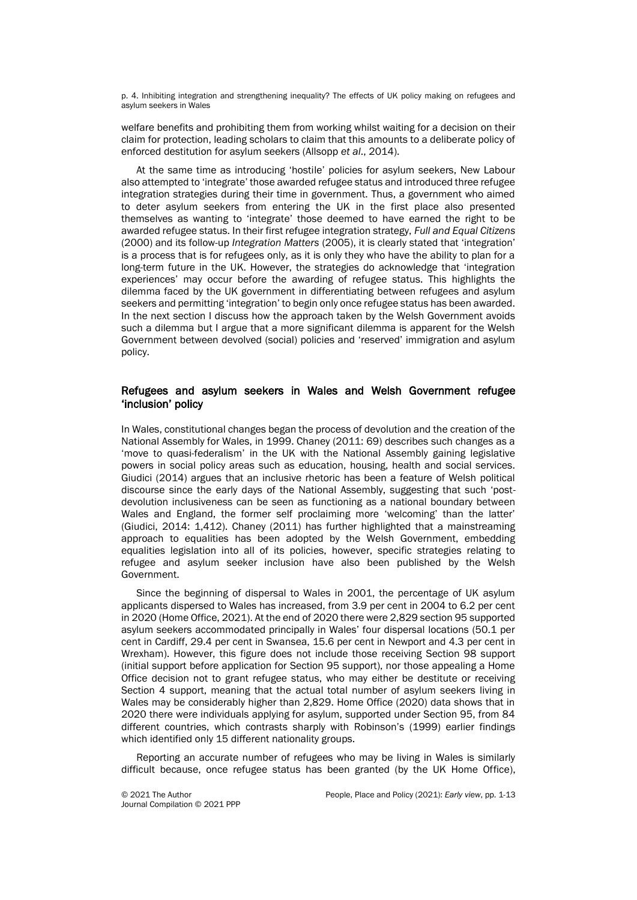welfare benefits and prohibiting them from working whilst waiting for a decision on their claim for protection, leading scholars to claim that this amounts to a deliberate policy of enforced destitution for asylum seekers (Allsopp *et al*., 2014).

At the same time as introducing 'hostile' policies for asylum seekers, New Labour also attempted to 'integrate' those awarded refugee status and introduced three refugee integration strategies during their time in government. Thus, a government who aimed to deter asylum seekers from entering the UK in the first place also presented themselves as wanting to 'integrate' those deemed to have earned the right to be awarded refugee status. In their first refugee integration strategy, *Full and Equal Citizens* (2000) and its follow-up *Integration Matters* (2005), it is clearly stated that 'integration' is a process that is for refugees only, as it is only they who have the ability to plan for a long-term future in the UK. However, the strategies do acknowledge that 'integration experiences' may occur before the awarding of refugee status. This highlights the dilemma faced by the UK government in differentiating between refugees and asylum seekers and permitting 'integration' to begin only once refugee status has been awarded. In the next section I discuss how the approach taken by the Welsh Government avoids such a dilemma but I argue that a more significant dilemma is apparent for the Welsh Government between devolved (social) policies and 'reserved' immigration and asylum policy.

## Refugees and asylum seekers in Wales and Welsh Government refugee 'inclusion' policy

In Wales, constitutional changes began the process of devolution and the creation of the National Assembly for Wales, in 1999. Chaney (2011: 69) describes such changes as a 'move to quasi-federalism' in the UK with the National Assembly gaining legislative powers in social policy areas such as education, housing, health and social services. Giudici (2014) argues that an inclusive rhetoric has been a feature of Welsh political discourse since the early days of the National Assembly, suggesting that such 'post-devolution inclusiveness can be seen as functioning as a national boundary between Wales and England, the former self proclaiming more 'welcoming' than the latter' (Giudici, 2014: 1,412). Chaney (2011) has further highlighted that a mainstreaming approach to equalities has been adopted by the Welsh Government, embedding equalities legislation into all of its policies, however, specific strategies relating to refugee and asylum seeker inclusion have also been published by the Welsh Government.

Since the beginning of dispersal to Wales in 2001, the percentage of UK asylum applicants dispersed to Wales has increased, from 3.9 per cent in 2004 to 6.2 per cent in 2020 (Home Office, 2021). At the end of 2020 there were 2,829 section 95 supported asylum seekers accommodated principally in Wales' four dispersal locations (50.1 per cent in Cardiff, 29.4 per cent in Swansea, 15.6 per cent in Newport and 4.3 per cent in Wrexham). However, this figure does not include those receiving Section 98 support (initial support before application for Section 95 support), nor those appealing a Home Office decision not to grant refugee status, who may either be destitute or receiving Section 4 support, meaning that the actual total number of asylum seekers living in Wales may be considerably higher than 2,829. Home Office (2020) data shows that in 2020 there were individuals applying for asylum, supported under Section 95, from 84 different countries, which contrasts sharply with Robinson's (1999) earlier findings which identified only 15 different nationality groups.

Reporting an accurate number of refugees who may be living in Wales is similarly difficult because, once refugee status has been granted (by the UK Home Office),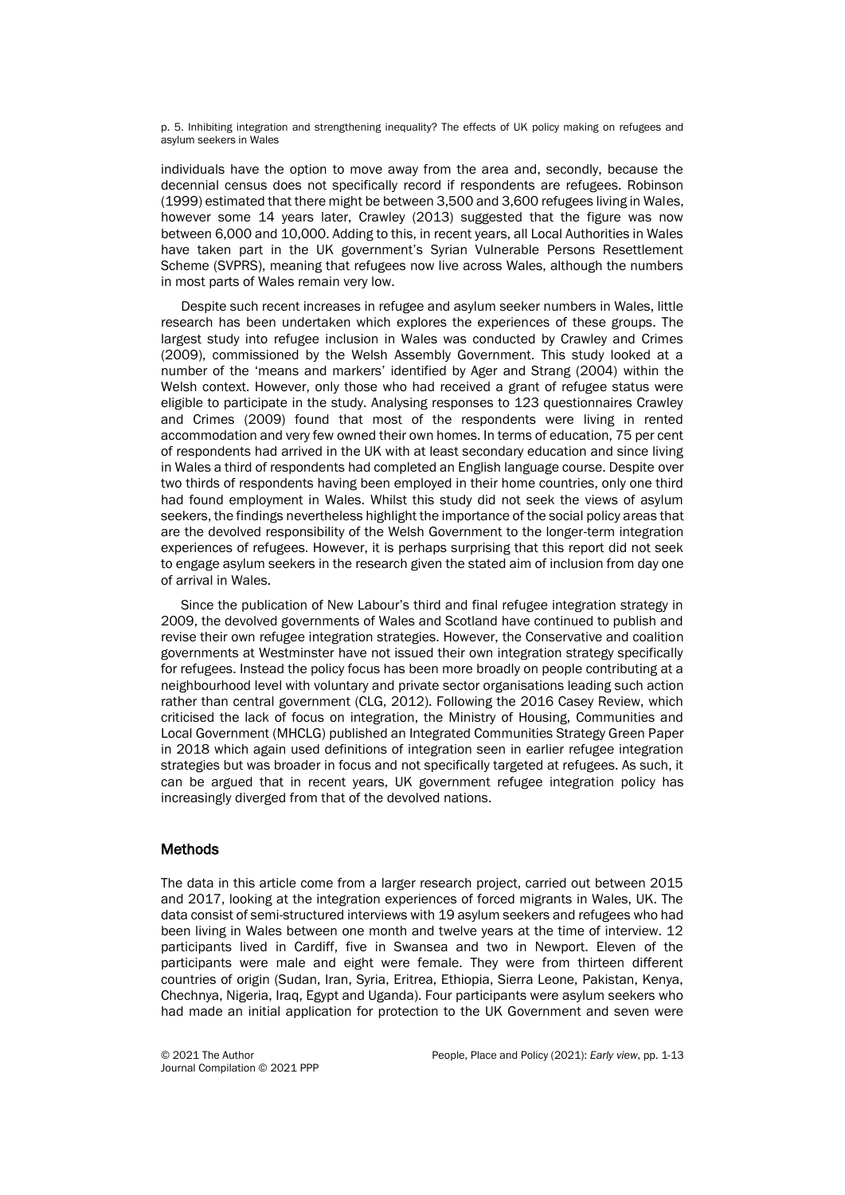individuals have the option to move away from the area and, secondly, because the decennial census does not specifically record if respondents are refugees. Robinson (1999) estimated that there might be between 3,500 and 3,600 refugees living in Wales, however some 14 years later, Crawley (2013) suggested that the figure was now between 6,000 and 10,000. Adding to this, in recent years, all Local Authorities in Wales have taken part in the UK government's Syrian Vulnerable Persons Resettlement Scheme (SVPRS), meaning that refugees now live across Wales, although the numbers in most parts of Wales remain very low.

Despite such recent increases in refugee and asylum seeker numbers in Wales, little research has been undertaken which explores the experiences of these groups. The largest study into refugee inclusion in Wales was conducted by Crawley and Crimes (2009), commissioned by the Welsh Assembly Government. This study looked at a number of the 'means and markers' identified by Ager and Strang (2004) within the Welsh context. However, only those who had received a grant of refugee status were eligible to participate in the study. Analysing responses to 123 questionnaires Crawley and Crimes (2009) found that most of the respondents were living in rented accommodation and very few owned their own homes. In terms of education, 75 per cent of respondents had arrived in the UK with at least secondary education and since living in Wales a third of respondents had completed an English language course. Despite over two thirds of respondents having been employed in their home countries, only one third had found employment in Wales. Whilst this study did not seek the views of asylum seekers, the findings nevertheless highlight the importance of the social policy areas that are the devolved responsibility of the Welsh Government to the longer-term integration experiences of refugees. However, it is perhaps surprising that this report did not seek to engage asylum seekers in the research given the stated aim of inclusion from day one of arrival in Wales.

Since the publication of New Labour's third and final refugee integration strategy in 2009, the devolved governments of Wales and Scotland have continued to publish and revise their own refugee integration strategies. However, the Conservative and coalition governments at Westminster have not issued their own integration strategy specifically for refugees. Instead the policy focus has been more broadly on people contributing at a neighbourhood level with voluntary and private sector organisations leading such action rather than central government (CLG, 2012). Following the 2016 Casey Review, which criticised the lack of focus on integration, the Ministry of Housing, Communities and Local Government (MHCLG) published an Integrated Communities Strategy Green Paper in 2018 which again used definitions of integration seen in earlier refugee integration strategies but was broader in focus and not specifically targeted at refugees. As such, it can be argued that in recent years, UK government refugee integration policy has increasingly diverged from that of the devolved nations.

## Methods

The data in this article come from a larger research project, carried out between 2015 and 2017, looking at the integration experiences of forced migrants in Wales, UK. The data consist of semi-structured interviews with 19 asylum seekers and refugees who had been living in Wales between one month and twelve years at the time of interview. 12 participants lived in Cardiff, five in Swansea and two in Newport. Eleven of the participants were male and eight were female. They were from thirteen different countries of origin (Sudan, Iran, Syria, Eritrea, Ethiopia, Sierra Leone, Pakistan, Kenya, Chechnya, Nigeria, Iraq, Egypt and Uganda). Four participants were asylum seekers who had made an initial application for protection to the UK Government and seven were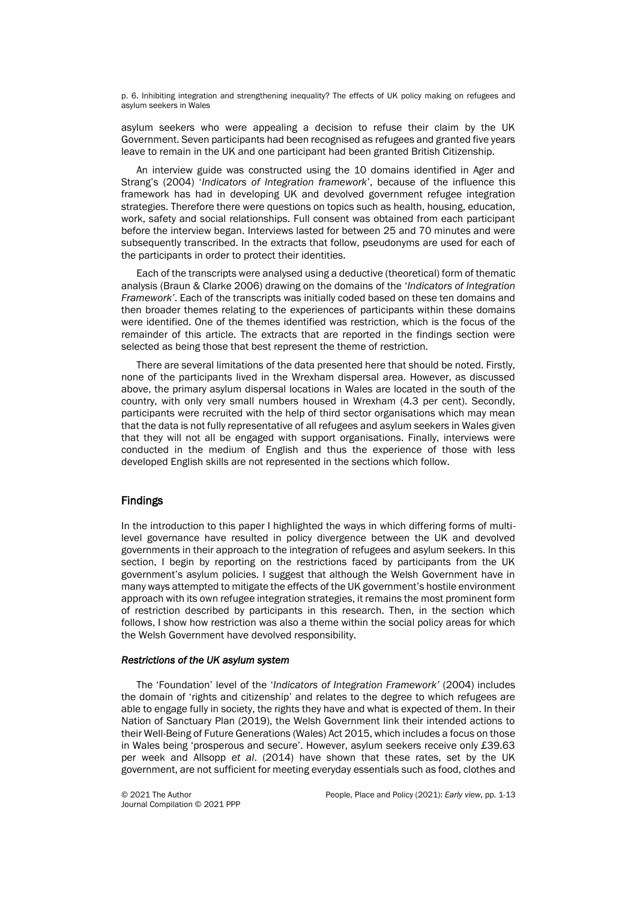asylum seekers who were appealing a decision to refuse their claim by the UK Government. Seven participants had been recognised as refugees and granted five years leave to remain in the UK and one participant had been granted British Citizenship.

An interview guide was constructed using the 10 domains identified in Ager and Strang's (2004) '*Indicators of Integration framework*', because of the influence this framework has had in developing UK and devolved government refugee integration strategies. Therefore there were questions on topics such as health, housing, education, work, safety and social relationships. Full consent was obtained from each participant before the interview began. Interviews lasted for between 25 and 70 minutes and were subsequently transcribed. In the extracts that follow, pseudonyms are used for each of the participants in order to protect their identities.

Each of the transcripts were analysed using a deductive (theoretical) form of thematic analysis (Braun & Clarke 2006) drawing on the domains of the '*Indicators of Integration Framework*'. Each of the transcripts was initially coded based on these ten domains and then broader themes relating to the experiences of participants within these domains were identified. One of the themes identified was restriction, which is the focus of the remainder of this article. The extracts that are reported in the findings section were selected as being those that best represent the theme of restriction.

There are several limitations of the data presented here that should be noted. Firstly, none of the participants lived in the Wrexham dispersal area. However, as discussed above, the primary asylum dispersal locations in Wales are located in the south of the country, with only very small numbers housed in Wrexham (4.3 per cent). Secondly, participants were recruited with the help of third sector organisations which may mean that the data is not fully representative of all refugees and asylum seekers in Wales given that they will not all be engaged with support organisations. Finally, interviews were conducted in the medium of English and thus the experience of those with less developed English skills are not represented in the sections which follow.

## Findings

In the introduction to this paper I highlighted the ways in which differing forms of multi-level governance have resulted in policy divergence between the UK and devolved governments in their approach to the integration of refugees and asylum seekers. In this section, I begin by reporting on the restrictions faced by participants from the UK government's asylum policies. I suggest that although the Welsh Government have in many ways attempted to mitigate the effects of the UK government's hostile environment approach with its own refugee integration strategies, it remains the most prominent form of restriction described by participants in this research. Then, in the section which follows, I show how restriction was also a theme within the social policy areas for which the Welsh Government have devolved responsibility.

### *Restrictions of the UK asylum system*

The 'Foundation' level of the '*Indicators of Integration Framework*' (2004) includes the domain of 'rights and citizenship' and relates to the degree to which refugees are able to engage fully in society, the rights they have and what is expected of them. In their Nation of Sanctuary Plan (2019), the Welsh Government link their intended actions to their Well-Being of Future Generations (Wales) Act 2015, which includes a focus on those in Wales being 'prosperous and secure'. However, asylum seekers receive only £39.63 per week and Allsopp *et al*. (2014) have shown that these rates, set by the UK government, are not sufficient for meeting everyday essentials such as food, clothes and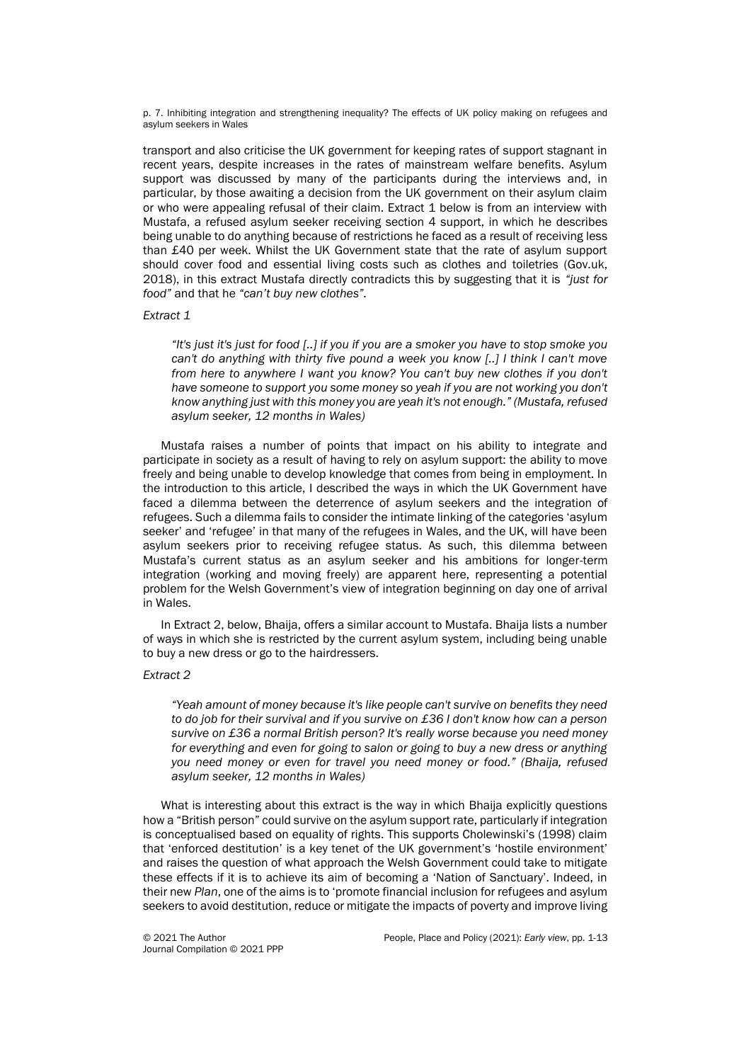transport and also criticise the UK government for keeping rates of support stagnant in recent years, despite increases in the rates of mainstream welfare benefits. Asylum support was discussed by many of the participants during the interviews and, in particular, by those awaiting a decision from the UK government on their asylum claim or who were appealing refusal of their claim. Extract 1 below is from an interview with Mustafa, a refused asylum seeker receiving section 4 support, in which he describes being unable to do anything because of restrictions he faced as a result of receiving less than £40 per week. Whilst the UK Government state that the rate of asylum support should cover food and essential living costs such as clothes and toiletries (Gov.uk, 2018), in this extract Mustafa directly contradicts this by suggesting that it is *"just for food"* and that he *"can't buy new clothes"*.

*Extract 1*

> *"It's just it's just for food [..] if you if you are a smoker you have to stop smoke you can't do anything with thirty five pound a week you know [..] I think I can't move from here to anywhere I want you know? You can't buy new clothes if you don't have someone to support you some money so yeah if you are not working you don't know anything just with this money you are yeah it's not enough." (Mustafa, refused asylum seeker, 12 months in Wales)*

Mustafa raises a number of points that impact on his ability to integrate and participate in society as a result of having to rely on asylum support: the ability to move freely and being unable to develop knowledge that comes from being in employment. In the introduction to this article, I described the ways in which the UK Government have faced a dilemma between the deterrence of asylum seekers and the integration of refugees. Such a dilemma fails to consider the intimate linking of the categories 'asylum seeker' and 'refugee' in that many of the refugees in Wales, and the UK, will have been asylum seekers prior to receiving refugee status. As such, this dilemma between Mustafa's current status as an asylum seeker and his ambitions for longer-term integration (working and moving freely) are apparent here, representing a potential problem for the Welsh Government's view of integration beginning on day one of arrival in Wales.

In Extract 2, below, Bhaija, offers a similar account to Mustafa. Bhaija lists a number of ways in which she is restricted by the current asylum system, including being unable to buy a new dress or go to the hairdressers.

*Extract 2*

> *"Yeah amount of money because it's like people can't survive on benefits they need to do job for their survival and if you survive on £36 I don't know how can a person survive on £36 a normal British person? It's really worse because you need money for everything and even for going to salon or going to buy a new dress or anything you need money or even for travel you need money or food." (Bhaija, refused asylum seeker, 12 months in Wales)*

What is interesting about this extract is the way in which Bhaija explicitly questions how a "British person" could survive on the asylum support rate, particularly if integration is conceptualised based on equality of rights. This supports Cholewinski's (1998) claim that 'enforced destitution' is a key tenet of the UK government's 'hostile environment' and raises the question of what approach the Welsh Government could take to mitigate these effects if it is to achieve its aim of becoming a 'Nation of Sanctuary'. Indeed, in their new *Plan*, one of the aims is to 'promote financial inclusion for refugees and asylum seekers to avoid destitution, reduce or mitigate the impacts of poverty and improve living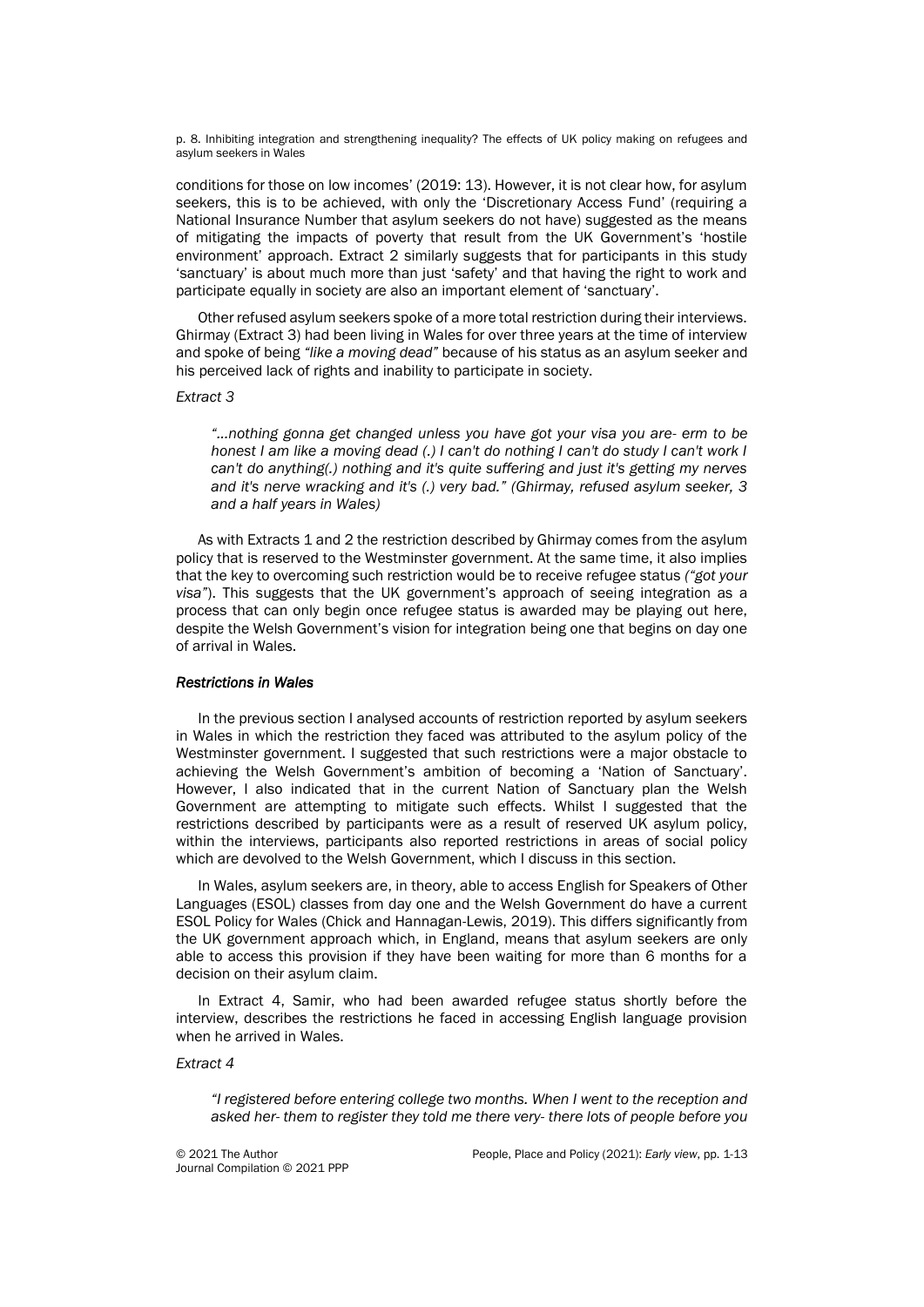conditions for those on low incomes' (2019: 13). However, it is not clear how, for asylum seekers, this is to be achieved, with only the 'Discretionary Access Fund' (requiring a National Insurance Number that asylum seekers do not have) suggested as the means of mitigating the impacts of poverty that result from the UK Government's 'hostile environment' approach. Extract 2 similarly suggests that for participants in this study 'sanctuary' is about much more than just 'safety' and that having the right to work and participate equally in society are also an important element of 'sanctuary'.

Other refused asylum seekers spoke of a more total restriction during their interviews. Ghirmay (Extract 3) had been living in Wales for over three years at the time of interview and spoke of being *"like a moving dead"* because of his status as an asylum seeker and his perceived lack of rights and inability to participate in society.

*Extract 3*

> *"...nothing gonna get changed unless you have got your visa you are- erm to be honest I am like a moving dead (.) I can't do nothing I can't do study I can't work I can't do anything(.) nothing and it's quite suffering and just it's getting my nerves and it's nerve wracking and it's (.) very bad." (Ghirmay, refused asylum seeker, 3 and a half years in Wales)*

As with Extracts 1 and 2 the restriction described by Ghirmay comes from the asylum policy that is reserved to the Westminster government. At the same time, it also implies that the key to overcoming such restriction would be to receive refugee status *("got your visa")*. This suggests that the UK government's approach of seeing integration as a process that can only begin once refugee status is awarded may be playing out here, despite the Welsh Government's vision for integration being one that begins on day one of arrival in Wales.

### *Restrictions in Wales*

In the previous section I analysed accounts of restriction reported by asylum seekers in Wales in which the restriction they faced was attributed to the asylum policy of the Westminster government. I suggested that such restrictions were a major obstacle to achieving the Welsh Government's ambition of becoming a 'Nation of Sanctuary'. However, I also indicated that in the current Nation of Sanctuary plan the Welsh Government are attempting to mitigate such effects. Whilst I suggested that the restrictions described by participants were as a result of reserved UK asylum policy, within the interviews, participants also reported restrictions in areas of social policy which are devolved to the Welsh Government, which I discuss in this section.

In Wales, asylum seekers are, in theory, able to access English for Speakers of Other Languages (ESOL) classes from day one and the Welsh Government do have a current ESOL Policy for Wales (Chick and Hannagan-Lewis, 2019). This differs significantly from the UK government approach which, in England, means that asylum seekers are only able to access this provision if they have been waiting for more than 6 months for a decision on their asylum claim.

In Extract 4, Samir, who had been awarded refugee status shortly before the interview, describes the restrictions he faced in accessing English language provision when he arrived in Wales.

*Extract 4*

> *"I registered before entering college two months. When I went to the reception and asked her- them to register they told me there very- there lots of people before you*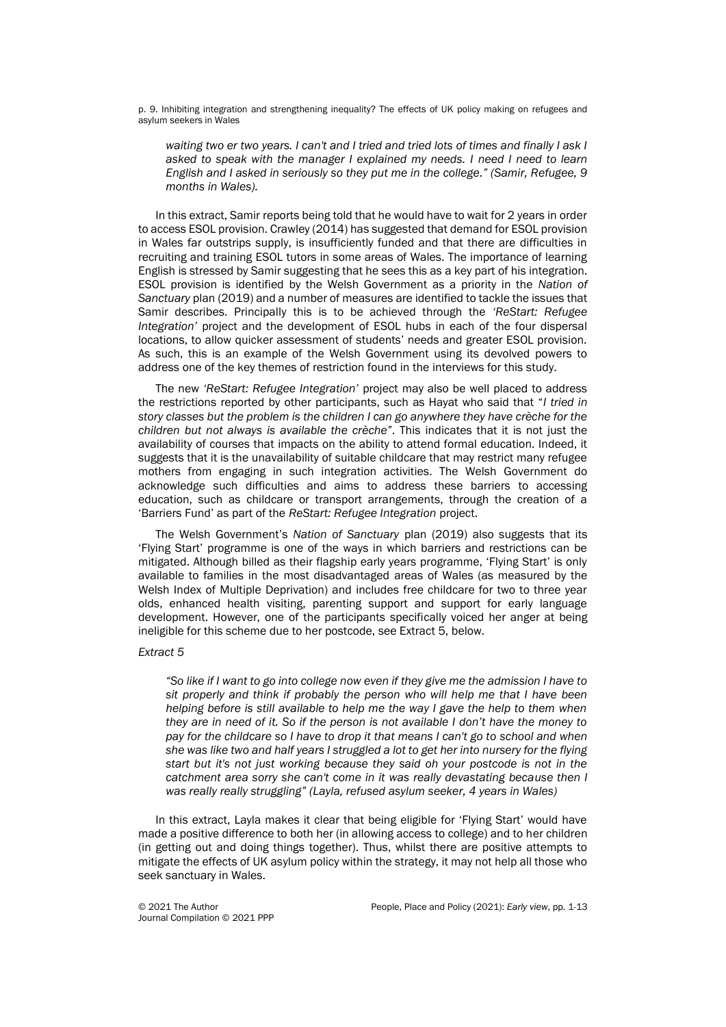> *waiting two er two years. I can't and I tried and tried lots of times and finally I ask I asked to speak with the manager I explained my needs. I need I need to learn English and I asked in seriously so they put me in the college." (Samir, Refugee, 9 months in Wales).*

In this extract, Samir reports being told that he would have to wait for 2 years in order to access ESOL provision. Crawley (2014) has suggested that demand for ESOL provision in Wales far outstrips supply, is insufficiently funded and that there are difficulties in recruiting and training ESOL tutors in some areas of Wales. The importance of learning English is stressed by Samir suggesting that he sees this as a key part of his integration. ESOL provision is identified by the Welsh Government as a priority in the *Nation of Sanctuary* plan (2019) and a number of measures are identified to tackle the issues that Samir describes. Principally this is to be achieved through the *'ReStart: Refugee Integration'* project and the development of ESOL hubs in each of the four dispersal locations, to allow quicker assessment of students' needs and greater ESOL provision. As such, this is an example of the Welsh Government using its devolved powers to address one of the key themes of restriction found in the interviews for this study.

The new *'ReStart: Refugee Integration'* project may also be well placed to address the restrictions reported by other participants, such as Hayat who said that "*I tried in story classes but the problem is the children I can go anywhere they have crèche for the children but not always is available the crèche*". This indicates that it is not just the availability of courses that impacts on the ability to attend formal education. Indeed, it suggests that it is the unavailability of suitable childcare that may restrict many refugee mothers from engaging in such integration activities. The Welsh Government do acknowledge such difficulties and aims to address these barriers to accessing education, such as childcare or transport arrangements, through the creation of a 'Barriers Fund' as part of the *ReStart: Refugee Integration* project.

The Welsh Government's *Nation of Sanctuary* plan (2019) also suggests that its 'Flying Start' programme is one of the ways in which barriers and restrictions can be mitigated. Although billed as their flagship early years programme, 'Flying Start' is only available to families in the most disadvantaged areas of Wales (as measured by the Welsh Index of Multiple Deprivation) and includes free childcare for two to three year olds, enhanced health visiting, parenting support and support for early language development. However, one of the participants specifically voiced her anger at being ineligible for this scheme due to her postcode, see Extract 5, below.

*Extract 5*

> *"So like if I want to go into college now even if they give me the admission I have to sit properly and think if probably the person who will help me that I have been helping before is still available to help me the way I gave the help to them when they are in need of it. So if the person is not available I don't have the money to pay for the childcare so I have to drop it that means I can't go to school and when she was like two and half years I struggled a lot to get her into nursery for the flying start but it's not just working because they said oh your postcode is not in the catchment area sorry she can't come in it was really devastating because then I was really really struggling" (Layla, refused asylum seeker, 4 years in Wales)*

In this extract, Layla makes it clear that being eligible for 'Flying Start' would have made a positive difference to both her (in allowing access to college) and to her children (in getting out and doing things together). Thus, whilst there are positive attempts to mitigate the effects of UK asylum policy within the strategy, it may not help all those who seek sanctuary in Wales.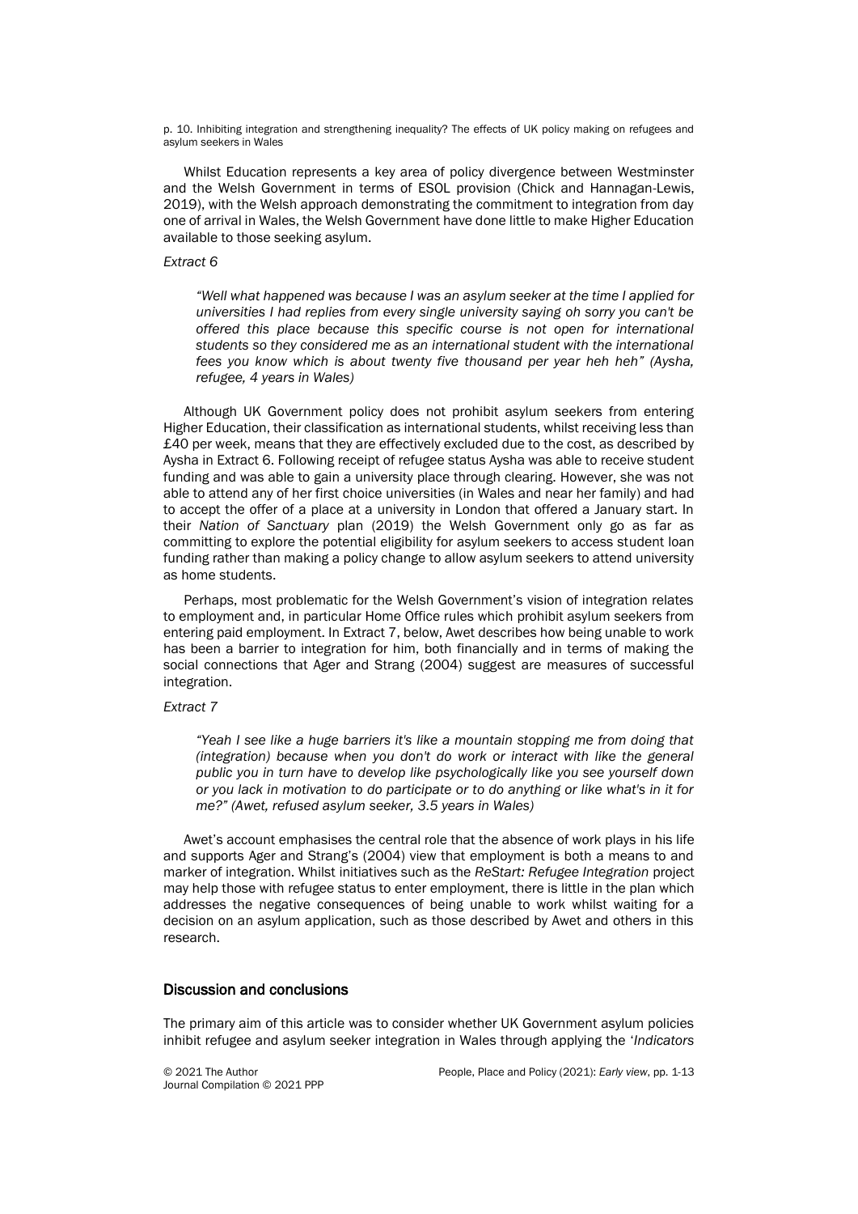Whilst Education represents a key area of policy divergence between Westminster and the Welsh Government in terms of ESOL provision (Chick and Hannagan-Lewis, 2019), with the Welsh approach demonstrating the commitment to integration from day one of arrival in Wales, the Welsh Government have done little to make Higher Education available to those seeking asylum.

*Extract 6*

> *"Well what happened was because I was an asylum seeker at the time I applied for universities I had replies from every single university saying oh sorry you can't be offered this place because this specific course is not open for international students so they considered me as an international student with the international fees you know which is about twenty five thousand per year heh heh" (Aysha, refugee, 4 years in Wales)*

Although UK Government policy does not prohibit asylum seekers from entering Higher Education, their classification as international students, whilst receiving less than £40 per week, means that they are effectively excluded due to the cost, as described by Aysha in Extract 6. Following receipt of refugee status Aysha was able to receive student funding and was able to gain a university place through clearing. However, she was not able to attend any of her first choice universities (in Wales and near her family) and had to accept the offer of a place at a university in London that offered a January start. In their *Nation of Sanctuary* plan (2019) the Welsh Government only go as far as committing to explore the potential eligibility for asylum seekers to access student loan funding rather than making a policy change to allow asylum seekers to attend university as home students.

Perhaps, most problematic for the Welsh Government's vision of integration relates to employment and, in particular Home Office rules which prohibit asylum seekers from entering paid employment. In Extract 7, below, Awet describes how being unable to work has been a barrier to integration for him, both financially and in terms of making the social connections that Ager and Strang (2004) suggest are measures of successful integration.

*Extract 7*

> *"Yeah I see like a huge barriers it's like a mountain stopping me from doing that (integration) because when you don't do work or interact with like the general public you in turn have to develop like psychologically like you see yourself down or you lack in motivation to do participate or to do anything or like what's in it for me?" (Awet, refused asylum seeker, 3.5 years in Wales)*

Awet's account emphasises the central role that the absence of work plays in his life and supports Ager and Strang's (2004) view that employment is both a means to and marker of integration. Whilst initiatives such as the *ReStart: Refugee Integration* project may help those with refugee status to enter employment, there is little in the plan which addresses the negative consequences of being unable to work whilst waiting for a decision on an asylum application, such as those described by Awet and others in this research.

## Discussion and conclusions

The primary aim of this article was to consider whether UK Government asylum policies inhibit refugee and asylum seeker integration in Wales through applying the '*Indicators*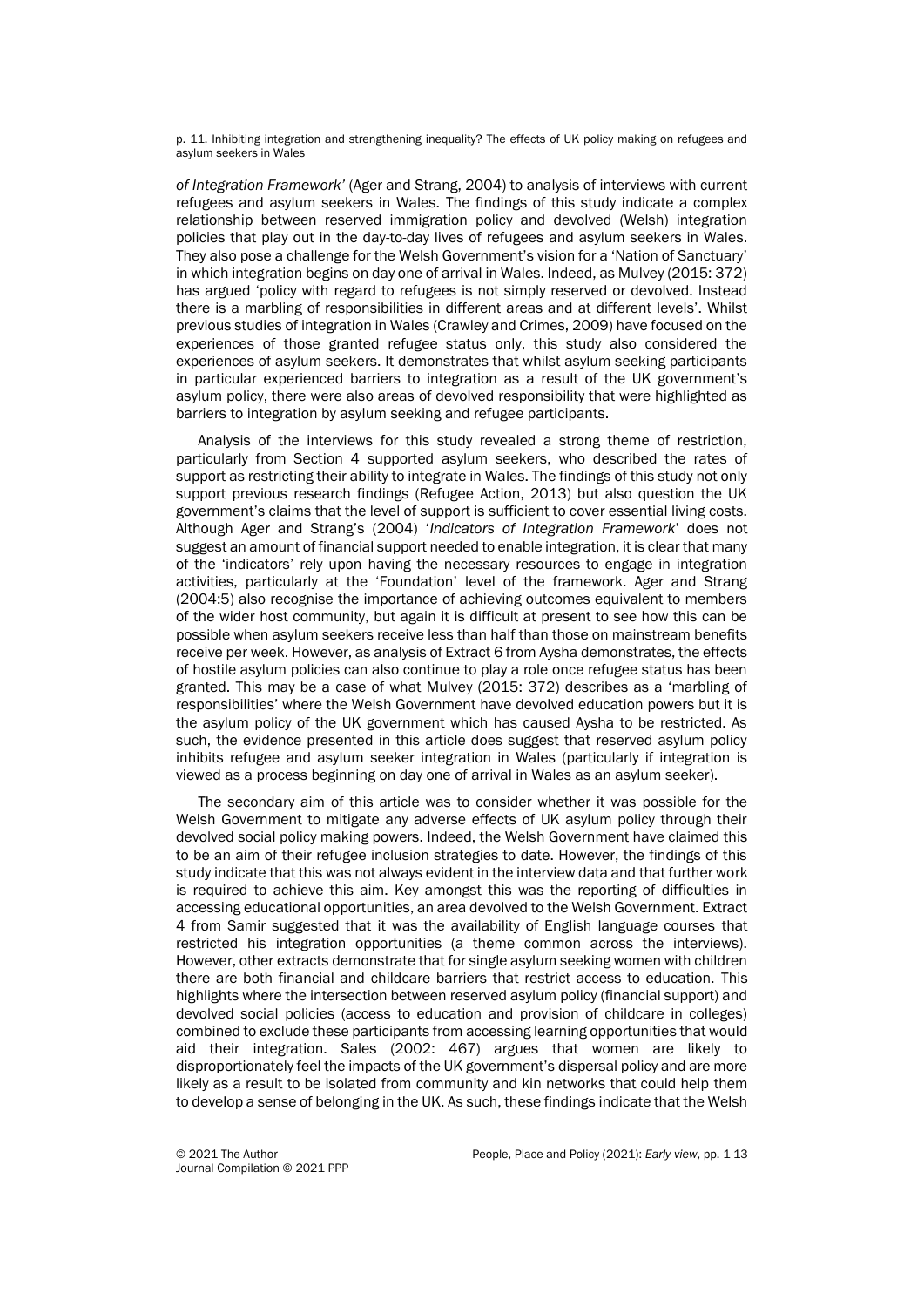*of Integration Framework'* (Ager and Strang, 2004) to analysis of interviews with current refugees and asylum seekers in Wales. The findings of this study indicate a complex relationship between reserved immigration policy and devolved (Welsh) integration policies that play out in the day-to-day lives of refugees and asylum seekers in Wales. They also pose a challenge for the Welsh Government's vision for a 'Nation of Sanctuary' in which integration begins on day one of arrival in Wales. Indeed, as Mulvey (2015: 372) has argued 'policy with regard to refugees is not simply reserved or devolved. Instead there is a marbling of responsibilities in different areas and at different levels'. Whilst previous studies of integration in Wales (Crawley and Crimes, 2009) have focused on the experiences of those granted refugee status only, this study also considered the experiences of asylum seekers. It demonstrates that whilst asylum seeking participants in particular experienced barriers to integration as a result of the UK government's asylum policy, there were also areas of devolved responsibility that were highlighted as barriers to integration by asylum seeking and refugee participants.

Analysis of the interviews for this study revealed a strong theme of restriction, particularly from Section 4 supported asylum seekers, who described the rates of support as restricting their ability to integrate in Wales. The findings of this study not only support previous research findings (Refugee Action, 2013) but also question the UK government's claims that the level of support is sufficient to cover essential living costs. Although Ager and Strang's (2004) '*Indicators of Integration Framework*' does not suggest an amount of financial support needed to enable integration, it is clear that many of the 'indicators' rely upon having the necessary resources to engage in integration activities, particularly at the 'Foundation' level of the framework. Ager and Strang (2004:5) also recognise the importance of achieving outcomes equivalent to members of the wider host community, but again it is difficult at present to see how this can be possible when asylum seekers receive less than half than those on mainstream benefits receive per week. However, as analysis of Extract 6 from Aysha demonstrates, the effects of hostile asylum policies can also continue to play a role once refugee status has been granted. This may be a case of what Mulvey (2015: 372) describes as a 'marbling of responsibilities' where the Welsh Government have devolved education powers but it is the asylum policy of the UK government which has caused Aysha to be restricted. As such, the evidence presented in this article does suggest that reserved asylum policy inhibits refugee and asylum seeker integration in Wales (particularly if integration is viewed as a process beginning on day one of arrival in Wales as an asylum seeker).

The secondary aim of this article was to consider whether it was possible for the Welsh Government to mitigate any adverse effects of UK asylum policy through their devolved social policy making powers. Indeed, the Welsh Government have claimed this to be an aim of their refugee inclusion strategies to date. However, the findings of this study indicate that this was not always evident in the interview data and that further work is required to achieve this aim. Key amongst this was the reporting of difficulties in accessing educational opportunities, an area devolved to the Welsh Government. Extract 4 from Samir suggested that it was the availability of English language courses that restricted his integration opportunities (a theme common across the interviews). However, other extracts demonstrate that for single asylum seeking women with children there are both financial and childcare barriers that restrict access to education. This highlights where the intersection between reserved asylum policy (financial support) and devolved social policies (access to education and provision of childcare in colleges) combined to exclude these participants from accessing learning opportunities that would aid their integration. Sales (2002: 467) argues that women are likely to disproportionately feel the impacts of the UK government's dispersal policy and are more likely as a result to be isolated from community and kin networks that could help them to develop a sense of belonging in the UK. As such, these findings indicate that the Welsh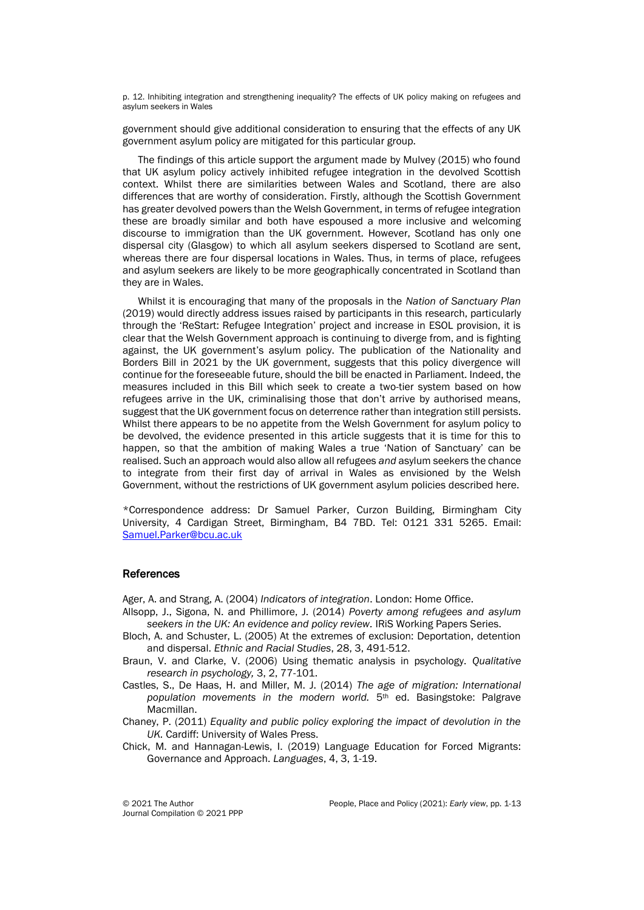government should give additional consideration to ensuring that the effects of any UK government asylum policy are mitigated for this particular group.

The findings of this article support the argument made by Mulvey (2015) who found that UK asylum policy actively inhibited refugee integration in the devolved Scottish context. Whilst there are similarities between Wales and Scotland, there are also differences that are worthy of consideration. Firstly, although the Scottish Government has greater devolved powers than the Welsh Government, in terms of refugee integration these are broadly similar and both have espoused a more inclusive and welcoming discourse to immigration than the UK government. However, Scotland has only one dispersal city (Glasgow) to which all asylum seekers dispersed to Scotland are sent, whereas there are four dispersal locations in Wales. Thus, in terms of place, refugees and asylum seekers are likely to be more geographically concentrated in Scotland than they are in Wales.

Whilst it is encouraging that many of the proposals in the *Nation of Sanctuary Plan* (2019) would directly address issues raised by participants in this research, particularly through the 'ReStart: Refugee Integration' project and increase in ESOL provision, it is clear that the Welsh Government approach is continuing to diverge from, and is fighting against, the UK government's asylum policy. The publication of the Nationality and Borders Bill in 2021 by the UK government, suggests that this policy divergence will continue for the foreseeable future, should the bill be enacted in Parliament. Indeed, the measures included in this Bill which seek to create a two-tier system based on how refugees arrive in the UK, criminalising those that don't arrive by authorised means, suggest that the UK government focus on deterrence rather than integration still persists. Whilst there appears to be no appetite from the Welsh Government for asylum policy to be devolved, the evidence presented in this article suggests that it is time for this to happen, so that the ambition of making Wales a true 'Nation of Sanctuary' can be realised. Such an approach would also allow all refugees *and* asylum seekers the chance to integrate from their first day of arrival in Wales as envisioned by the Welsh Government, without the restrictions of UK government asylum policies described here.

*Correspondence address: Dr Samuel Parker, Curzon Building, Birmingham City University, 4 Cardigan Street, Birmingham, B4 7BD. Tel: 0121 331 5265. Email: Samuel.Parker@bcu.ac.uk

## References

Ager, A. and Strang, A. (2004) *Indicators of integration*. London: Home Office.

Allsopp, J., Sigona, N. and Phillimore, J. (2014) *Poverty among refugees and asylum seekers in the UK: An evidence and policy review*. IRiS Working Papers Series.

Bloch, A. and Schuster, L. (2005) At the extremes of exclusion: Deportation, detention and dispersal. *Ethnic and Racial Studies*, 28, 3, 491-512.

Braun, V. and Clarke, V. (2006) Using thematic analysis in psychology. *Qualitative research in psychology,* 3, 2, 77-101.

Castles, S., De Haas, H. and Miller, M. J. (2014) *The age of migration: International population movements in the modern world.* 5th ed. Basingstoke: Palgrave Macmillan.

Chaney, P. (2011) *Equality and public policy exploring the impact of devolution in the UK*. Cardiff: University of Wales Press.

Chick, M. and Hannagan-Lewis, I. (2019) Language Education for Forced Migrants: Governance and Approach. *Languages*, 4, 3, 1-19.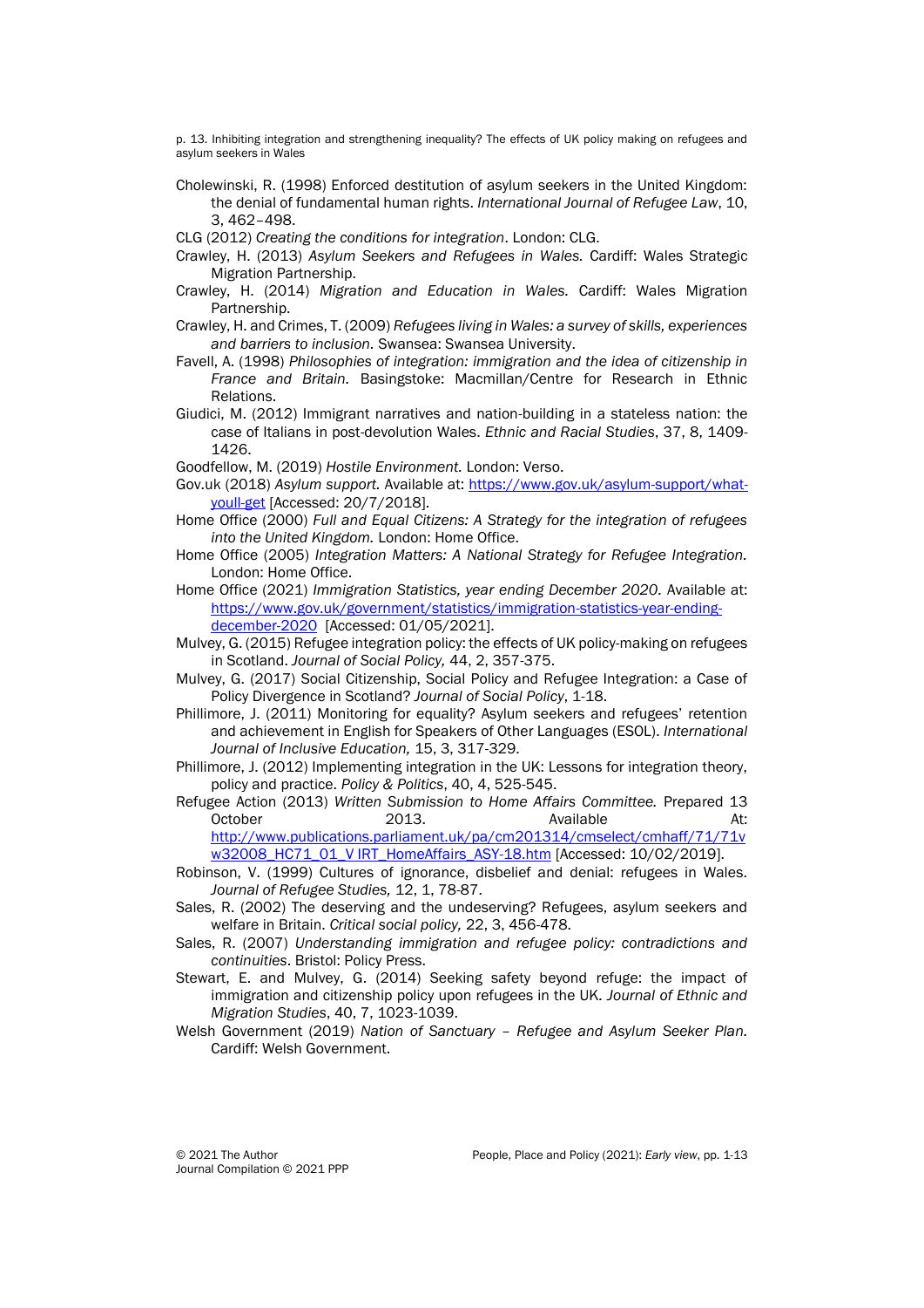Cholewinski, R. (1998) Enforced destitution of asylum seekers in the United Kingdom: the denial of fundamental human rights. *International Journal of Refugee Law*, 10, 3, 462–498.

CLG (2012) *Creating the conditions for integration*. London: CLG.

Crawley, H. (2013) *Asylum Seekers and Refugees in Wales.* Cardiff: Wales Strategic Migration Partnership.

Crawley, H. (2014) *Migration and Education in Wales.* Cardiff: Wales Migration Partnership.

Crawley, H. and Crimes, T. (2009) *Refugees living in Wales: a survey of skills, experiences and barriers to inclusion.* Swansea: Swansea University.

Favell, A. (1998) *Philosophies of integration: immigration and the idea of citizenship in France and Britain.* Basingstoke: Macmillan/Centre for Research in Ethnic Relations.

Giudici, M. (2012) Immigrant narratives and nation-building in a stateless nation: the case of Italians in post-devolution Wales. *Ethnic and Racial Studies*, 37, 8, 1409-1426.

Goodfellow, M. (2019) *Hostile Environment.* London: Verso.

Gov.uk (2018) *Asylum support.* Available at: [https://www.gov.uk/asylum-support/what-youll-get](https://www.gov.uk/asylum-support/what-youll-get) [Accessed: 20/7/2018].

Home Office (2000) *Full and Equal Citizens: A Strategy for the integration of refugees into the United Kingdom.* London: Home Office.

Home Office (2005) *Integration Matters: A National Strategy for Refugee Integration.* London: Home Office.

Home Office (2021) *Immigration Statistics, year ending December 2020.* Available at: [https://www.gov.uk/government/statistics/immigration-statistics-year-ending-december-2020](https://www.gov.uk/government/statistics/immigration-statistics-year-ending-december-2020) [Accessed: 01/05/2021].

Mulvey, G. (2015) Refugee integration policy: the effects of UK policy-making on refugees in Scotland. *Journal of Social Policy,* 44, 2, 357-375.

Mulvey, G. (2017) Social Citizenship, Social Policy and Refugee Integration: a Case of Policy Divergence in Scotland? *Journal of Social Policy*, 1-18.

Phillimore, J. (2011) Monitoring for equality? Asylum seekers and refugees' retention and achievement in English for Speakers of Other Languages (ESOL). *International Journal of Inclusive Education,* 15, 3, 317-329.

Phillimore, J. (2012) Implementing integration in the UK: Lessons for integration theory, policy and practice. *Policy & Politics*, 40, 4, 525-545.

Refugee Action (2013) *Written Submission to Home Affairs Committee.* Prepared 13 October 2013. Available At: [http://www.publications.parliament.uk/pa/cm201314/cmselect/cmhaff/71/71vw32008_HC71_01_V IRT_HomeAffairs_ASY-18.htm](http://www.publications.parliament.uk/pa/cm201314/cmselect/cmhaff/71/71vw32008_HC71_01_VIRT_HomeAffairs_ASY-18.htm) [Accessed: 10/02/2019].

Robinson, V. (1999) Cultures of ignorance, disbelief and denial: refugees in Wales. *Journal of Refugee Studies,* 12, 1, 78-87.

Sales, R. (2002) The deserving and the undeserving? Refugees, asylum seekers and welfare in Britain. *Critical social policy,* 22, 3, 456-478.

Sales, R. (2007) *Understanding immigration and refugee policy: contradictions and continuities*. Bristol: Policy Press.

Stewart, E. and Mulvey, G. (2014) Seeking safety beyond refuge: the impact of immigration and citizenship policy upon refugees in the UK. *Journal of Ethnic and Migration Studies*, 40, 7, 1023-1039.

Welsh Government (2019) *Nation of Sanctuary – Refugee and Asylum Seeker Plan.* Cardiff: Welsh Government.